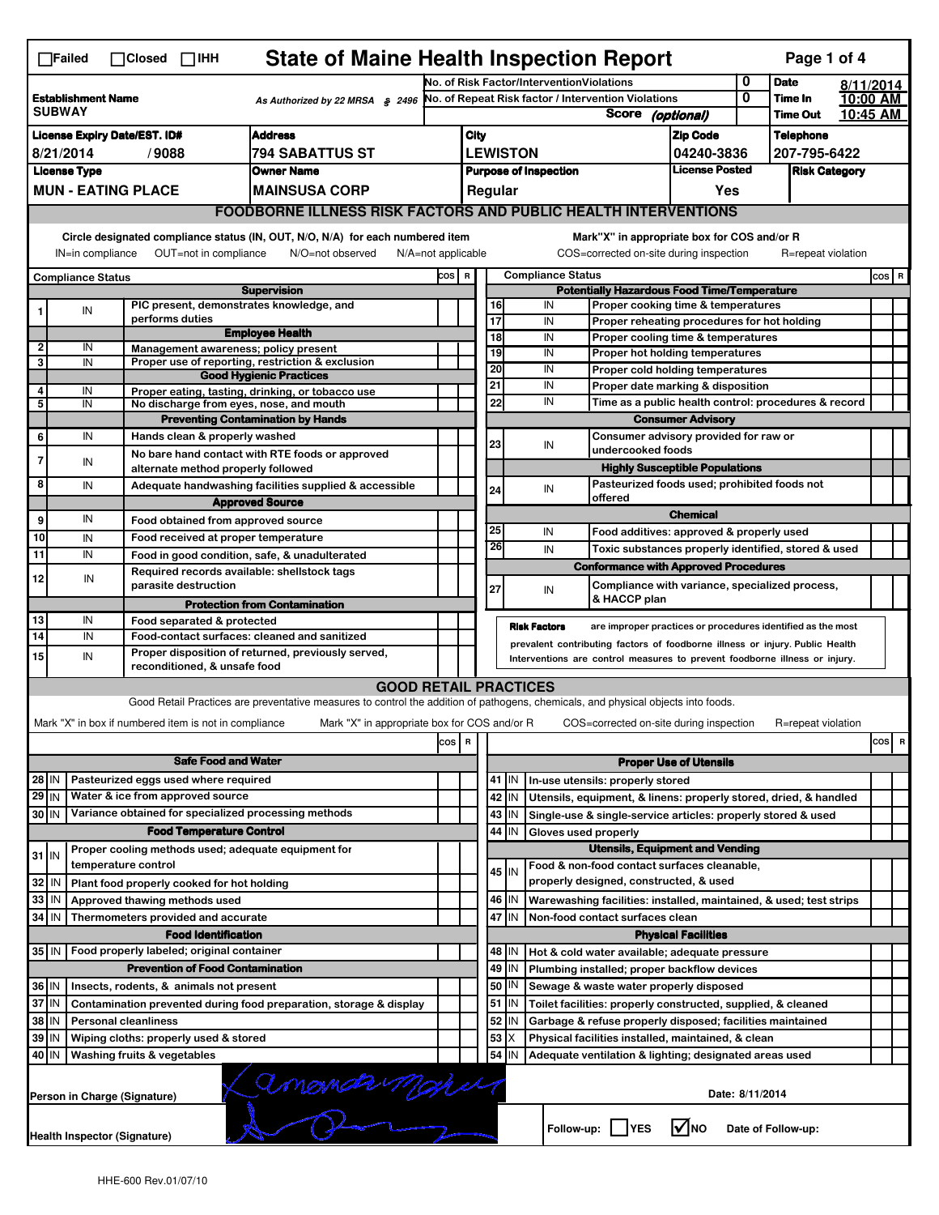☐Failed ☐Closed ☐IHH

# State of Maine Health Inspection Report

| | | | |
|---|---|---|---|
| **Establishment Name** SUBWAY | As Authorized by 22 MRSA § 2496 | No. of Risk Factor/InterventionViolations: 0 | **Date** 8/11/2014 |
| | | No. of Repeat Risk factor / Intervention Violations: 0 | **Time In** 10:00 AM |
| | | Score (optional) | **Time Out** 10:45 AM |
| **License Expiry Date/EST. ID#** 8/21/2014 / 9088 | **Address** 794 SABATTUS ST | **City** LEWISTON | **Zip Code** 04240-3836 | **Telephone** 207-795-6422 |
| **License Type** MUN - EATING PLACE | **Owner Name** MAINSUSA CORP | **Purpose of Inspection** Regular | **License Posted** Yes | **Risk Category** |

## FOODBORNE ILLNESS RISK FACTORS AND PUBLIC HEALTH INTERVENTIONS

Circle designated compliance status (IN, OUT, N/O, N/A) for each numbered item
IN=in compliance OUT=not in compliance N/O=not observed N/A=not applicable

Mark"X" in appropriate box for COS and/or R
COS=corrected on-site during inspection R=repeat violation

| # | Compliance Status | | COS | R |
|---|---|---|---|---|
| | | **Supervision** | | |
| 1 | IN | PIC present, demonstrates knowledge, and performs duties | | |
| | | **Employee Health** | | |
| 2 | IN | Management awareness; policy present | | |
| 3 | IN | Proper use of reporting, restriction & exclusion | | |
| | | **Good Hygienic Practices** | | |
| 4 | IN | Proper eating, tasting, drinking, or tobacco use | | |
| 5 | IN | No discharge from eyes, nose, and mouth | | |
| | | **Preventing Contamination by Hands** | | |
| 6 | IN | Hands clean & properly washed | | |
| 7 | IN | No bare hand contact with RTE foods or approved alternate method properly followed | | |
| 8 | IN | Adequate handwashing facilities supplied & accessible | | |
| | | **Approved Source** | | |
| 9 | IN | Food obtained from approved source | | |
| 10 | IN | Food received at proper temperature | | |
| 11 | IN | Food in good condition, safe, & unadulterated | | |
| 12 | IN | Required records available: shellstock tags parasite destruction | | |
| | | **Protection from Contamination** | | |
| 13 | IN | Food separated & protected | | |
| 14 | IN | Food-contact surfaces: cleaned and sanitized | | |
| 15 | IN | Proper disposition of returned, previously served, reconditioned, & unsafe food | | |
| | | **Potentially Hazardous Food Time/Temperature** | | |
| 16 | IN | Proper cooking time & temperatures | | |
| 17 | IN | Proper reheating procedures for hot holding | | |
| 18 | IN | Proper cooling time & temperatures | | |
| 19 | IN | Proper hot holding temperatures | | |
| 20 | IN | Proper cold holding temperatures | | |
| 21 | IN | Proper date marking & disposition | | |
| 22 | IN | Time as a public health control: procedures & record | | |
| | | **Consumer Advisory** | | |
| 23 | IN | Consumer advisory provided for raw or undercooked foods | | |
| | | **Highly Susceptible Populations** | | |
| 24 | IN | Pasteurized foods used; prohibited foods not offered | | |
| | | **Chemical** | | |
| 25 | IN | Food additives: approved & properly used | | |
| 26 | IN | Toxic substances properly identified, stored & used | | |
| | | **Conformance with Approved Procedures** | | |
| 27 | IN | Compliance with variance, specialized process, & HACCP plan | | |

**Risk Factors** are improper practices or procedures identified as the most prevalent contributing factors of foodborne illness or injury. Public Health Interventions are control measures to prevent foodborne illness or injury.

## GOOD RETAIL PRACTICES

Good Retail Practices are preventative measures to control the addition of pathogens, chemicals, and physical objects into foods.

Mark "X" in box if numbered item is not in compliance Mark "X" in appropriate box for COS and/or R COS=corrected on-site during inspection R=repeat violation

| # | Status | | COS | R |
|---|---|---|---|---|
| | | **Safe Food and Water** | | |
| 28 | IN | Pasteurized eggs used where required | | |
| 29 | IN | Water & ice from approved source | | |
| 30 | IN | Variance obtained for specialized processing methods | | |
| | | **Food Temperature Control** | | |
| 31 | IN | Proper cooling methods used; adequate equipment for temperature control | | |
| 32 | IN | Plant food properly cooked for hot holding | | |
| 33 | IN | Approved thawing methods used | | |
| 34 | IN | Thermometers provided and accurate | | |
| | | **Food Identification** | | |
| 35 | IN | Food properly labeled; original container | | |
| | | **Prevention of Food Contamination** | | |
| 36 | IN | Insects, rodents, & animals not present | | |
| 37 | IN | Contamination prevented during food preparation, storage & display | | |
| 38 | IN | Personal cleanliness | | |
| 39 | IN | Wiping cloths: properly used & stored | | |
| 40 | IN | Washing fruits & vegetables | | |
| | | **Proper Use of Utensils** | | |
| 41 | IN | In-use utensils: properly stored | | |
| 42 | IN | Utensils, equipment, & linens: properly stored, dried, & handled | | |
| 43 | IN | Single-use & single-service articles: properly stored & used | | |
| 44 | IN | Gloves used properly | | |
| | | **Utensils, Equipment and Vending** | | |
| 45 | IN | Food & non-food contact surfaces cleanable, properly designed, constructed, & used | | |
| 46 | IN | Warewashing facilities: installed, maintained, & used; test strips | | |
| 47 | IN | Non-food contact surfaces clean | | |
| | | **Physical Facilities** | | |
| 48 | IN | Hot & cold water available; adequate pressure | | |
| 49 | IN | Plumbing installed; proper backflow devices | | |
| 50 | IN | Sewage & waste water properly disposed | | |
| 51 | IN | Toilet facilities: properly constructed, supplied, & cleaned | | |
| 52 | IN | Garbage & refuse properly disposed; facilities maintained | | |
| 53 | X | Physical facilities installed, maintained, & clean | | |
| 54 | IN | Adequate ventilation & lighting; designated areas used | | |

Person in Charge (Signature): [signature] Date: 8/11/2014

Health Inspector (Signature): [signature] Follow-up: ☐YES ☑NO Date of Follow-up:

HHE-600 Rev.01/07/10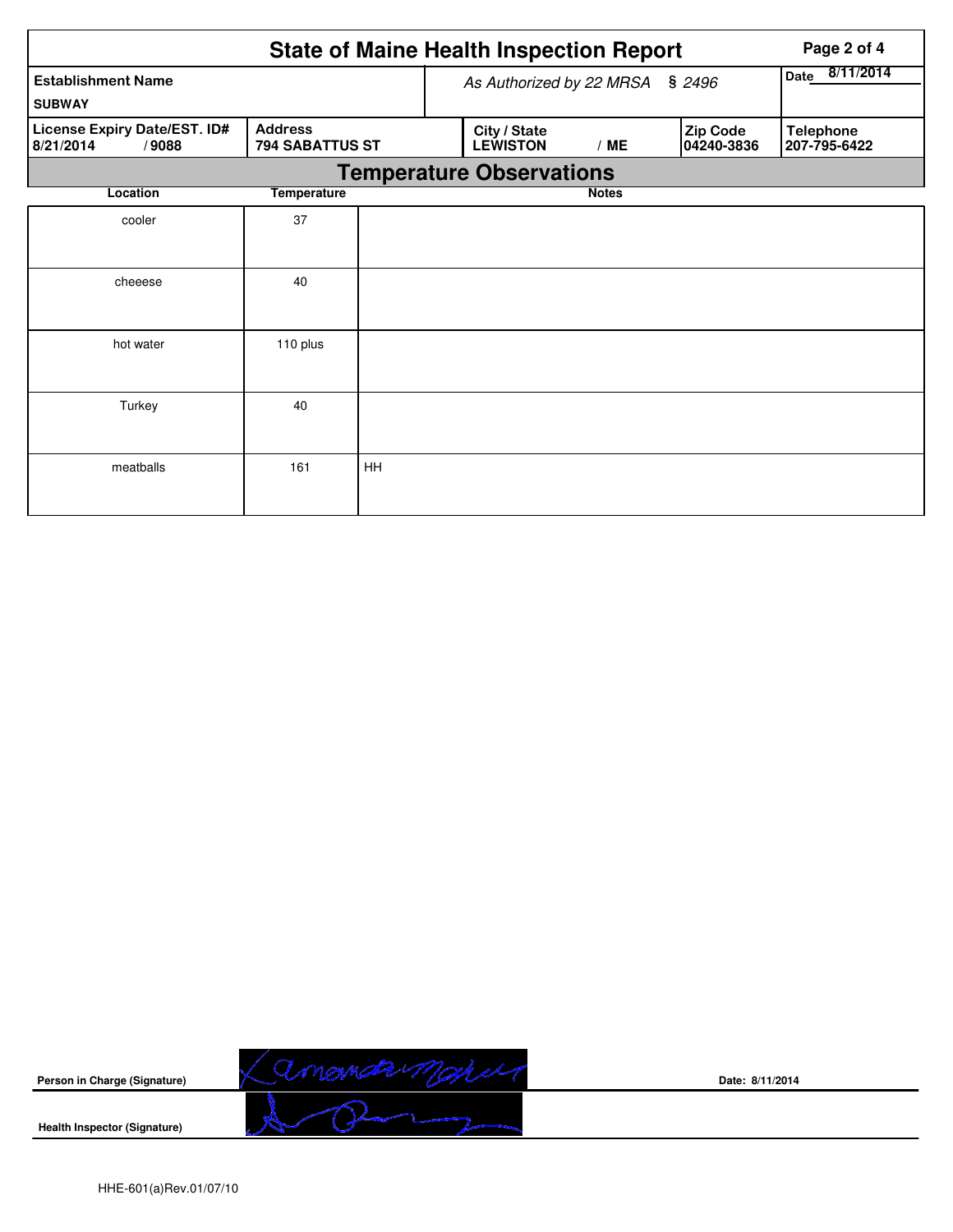# State of Maine Health Inspection Report

| Establishment Name | As Authorized by 22 MRSA § 2496 | | | Date 8/11/2014 |
|---|---|---|---|---|
| SUBWAY | | | | |
| **License Expiry Date/EST. ID#** 8/21/2014 / 9088 | **Address** 794 SABATTUS ST | **City / State** LEWISTON / ME | **Zip Code** 04240-3836 | **Telephone** 207-795-6422 |

## Temperature Observations

| Location | Temperature | Notes |
|---|---|---|
| cooler | 37 | |
| cheeese | 40 | |
| hot water | 110 plus | |
| Turkey | 40 | |
| meatballs | 161 | HH |

Person in Charge (Signature)

Date: 8/11/2014

Health Inspector (Signature)

HHE-601(a)Rev.01/07/10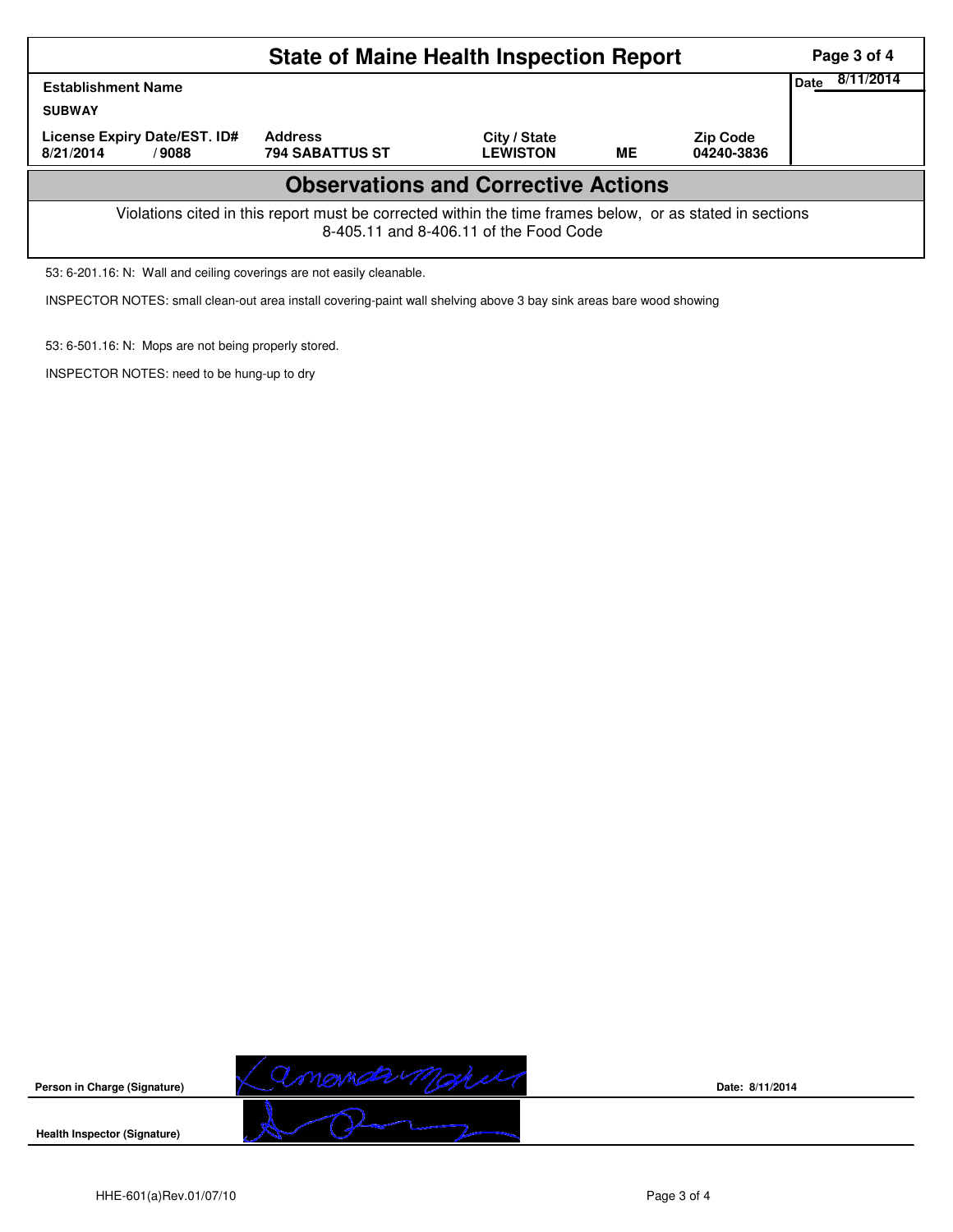# State of Maine Health Inspection Report

| Establishment Name | | | | | Date 8/11/2014 |
|---|---|---|---|---|---|
| SUBWAY | | | | | |
| License Expiry Date/EST. ID# | | Address | City / State | | Zip Code |
| 8/21/2014 | / 9088 | 794 SABATTUS ST | LEWISTON | ME | 04240-3836 |

## Observations and Corrective Actions

Violations cited in this report must be corrected within the time frames below, or as stated in sections 8-405.11 and 8-406.11 of the Food Code

53: 6-201.16: N: Wall and ceiling coverings are not easily cleanable.

INSPECTOR NOTES: small clean-out area install covering-paint wall shelving above 3 bay sink areas bare wood showing

53: 6-501.16: N: Mops are not being properly stored.

INSPECTOR NOTES: need to be hung-up to dry

**Person in Charge (Signature)** Date: 8/11/2014

**Health Inspector (Signature)**

HHE-601(a)Rev.01/07/10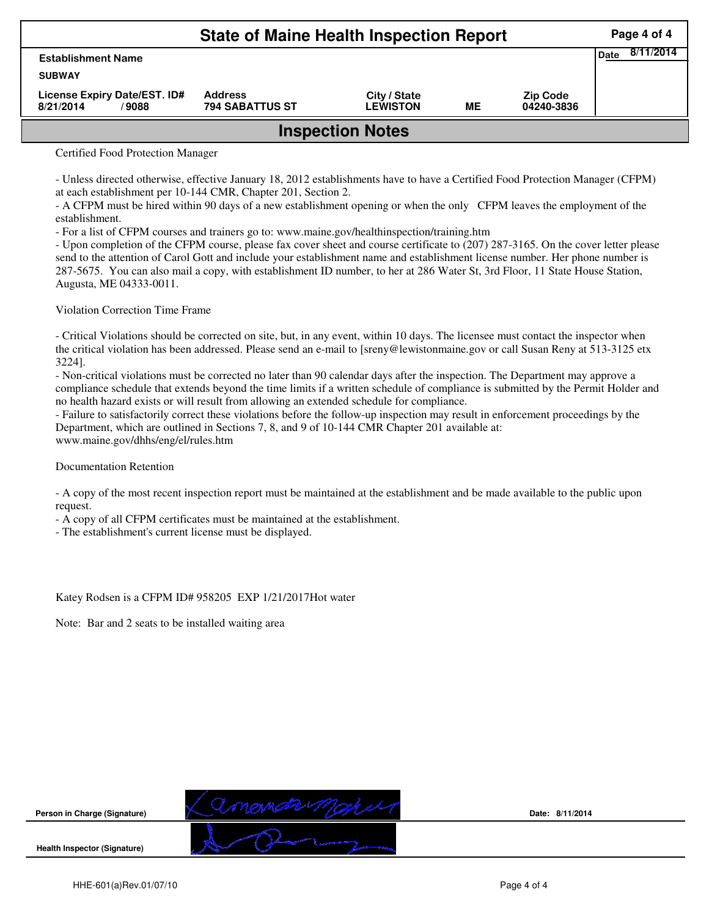# State of Maine Health Inspection Report

| Establishment Name | | | | | Date 8/11/2014 |
|---|---|---|---|---|---|
| SUBWAY | | | | | |
| License Expiry Date/EST. ID# | Address | City / State | | Zip Code | |
| 8/21/2014 / 9088 | 794 SABATTUS ST | LEWISTON | ME | 04240-3836 | |

## Inspection Notes

Certified Food Protection Manager

- Unless directed otherwise, effective January 18, 2012 establishments have to have a Certified Food Protection Manager (CFPM) at each establishment per 10-144 CMR, Chapter 201, Section 2.
- A CFPM must be hired within 90 days of a new establishment opening or when the only CFPM leaves the employment of the establishment.
- For a list of CFPM courses and trainers go to: www.maine.gov/healthinspection/training.htm
- Upon completion of the CFPM course, please fax cover sheet and course certificate to (207) 287-3165. On the cover letter please send to the attention of Carol Gott and include your establishment name and establishment license number. Her phone number is 287-5675. You can also mail a copy, with establishment ID number, to her at 286 Water St, 3rd Floor, 11 State House Station, Augusta, ME 04333-0011.

Violation Correction Time Frame

- Critical Violations should be corrected on site, but, in any event, within 10 days. The licensee must contact the inspector when the critical violation has been addressed. Please send an e-mail to [sreny@lewistonmaine.gov or call Susan Reny at 513-3125 etx 3224].
- Non-critical violations must be corrected no later than 90 calendar days after the inspection. The Department may approve a compliance schedule that extends beyond the time limits if a written schedule of compliance is submitted by the Permit Holder and no health hazard exists or will result from allowing an extended schedule for compliance.
- Failure to satisfactorily correct these violations before the follow-up inspection may result in enforcement proceedings by the Department, which are outlined in Sections 7, 8, and 9 of 10-144 CMR Chapter 201 available at: www.maine.gov/dhhs/eng/el/rules.htm

Documentation Retention

- A copy of the most recent inspection report must be maintained at the establishment and be made available to the public upon request.
- A copy of all CFPM certificates must be maintained at the establishment.
- The establishment's current license must be displayed.

Katey Rodsen is a CFPM ID# 958205 EXP 1/21/2017Hot water

Note: Bar and 2 seats to be installed waiting area

Person in Charge (Signature) _______ Date: 8/11/2014

Health Inspector (Signature) _______

HHE-601(a)Rev.01/07/10